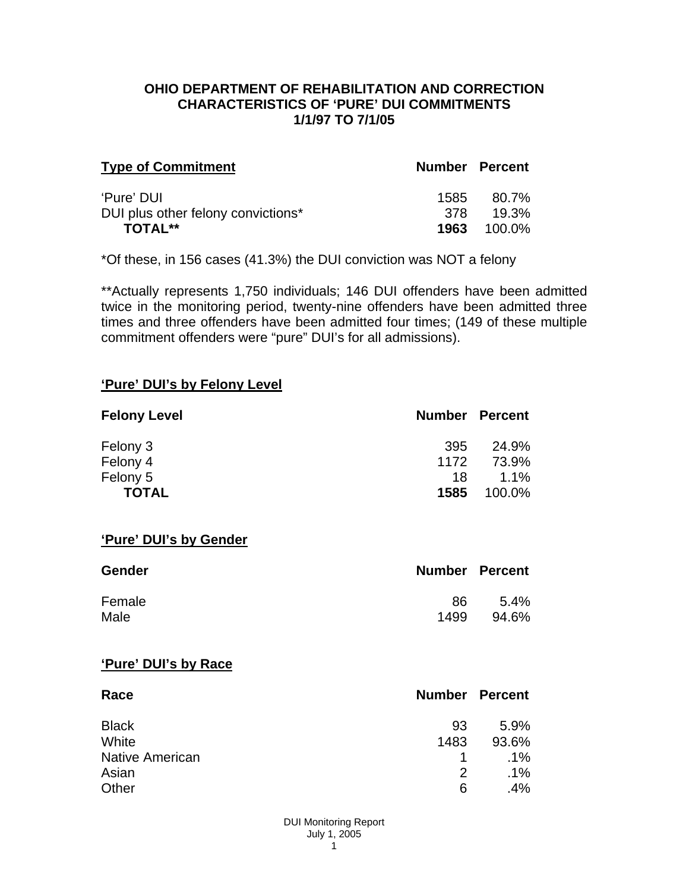# OHIO DEPARTMENT OF REHABILITATION AND CORRECTION
## CHARACTERISTICS OF 'PURE' DUI COMMITMENTS
## 1/1/97 TO 7/1/05

| Type of Commitment | Number | Percent |
|---|---|---|
| 'Pure' DUI | 1585 | 80.7% |
| DUI plus other felony convictions* | 378 | 19.3% |
| **TOTAL**** | **1963** | 100.0% |

*Of these, in 156 cases (41.3%) the DUI conviction was NOT a felony

**Actually represents 1,750 individuals; 146 DUI offenders have been admitted twice in the monitoring period, twenty-nine offenders have been admitted three times and three offenders have been admitted four times; (149 of these multiple commitment offenders were "pure" DUI's for all admissions).

### 'Pure' DUI's by Felony Level

| Felony Level | Number | Percent |
|---|---|---|
| Felony 3 | 395 | 24.9% |
| Felony 4 | 1172 | 73.9% |
| Felony 5 | 18 | 1.1% |
| **TOTAL** | **1585** | 100.0% |

### 'Pure' DUI's by Gender

| Gender | Number | Percent |
|---|---|---|
| Female | 86 | 5.4% |
| Male | 1499 | 94.6% |

### 'Pure' DUI's by Race

| Race | Number | Percent |
|---|---|---|
| Black | 93 | 5.9% |
| White | 1483 | 93.6% |
| Native American | 1 | .1% |
| Asian | 2 | .1% |
| Other | 6 | .4% |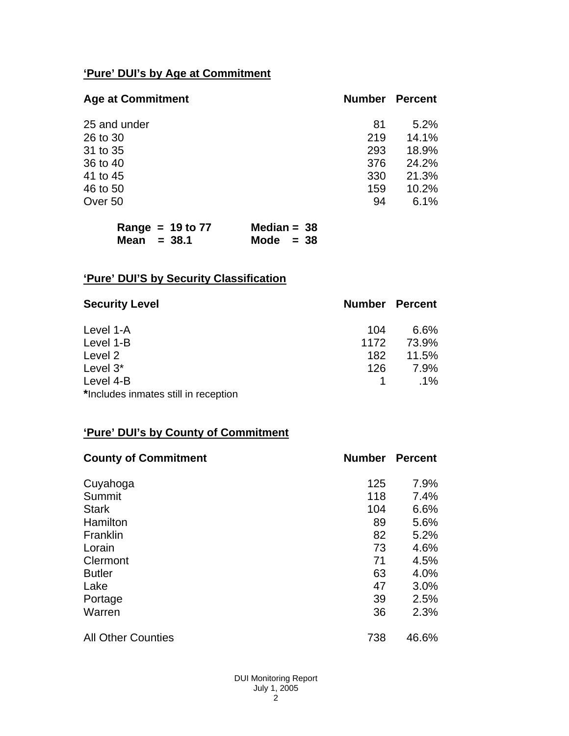## 'Pure' DUI's by Age at Commitment

| Age at Commitment | Number | Percent |
|---|---|---|
| 25 and under | 81 | 5.2% |
| 26 to 30 | 219 | 14.1% |
| 31 to 35 | 293 | 18.9% |
| 36 to 40 | 376 | 24.2% |
| 41 to 45 | 330 | 21.3% |
| 46 to 50 | 159 | 10.2% |
| Over 50 | 94 | 6.1% |

**Range = 19 to 77** **Median = 38**
**Mean = 38.1** **Mode = 38**

## 'Pure' DUI'S by Security Classification

| Security Level | Number | Percent |
|---|---|---|
| Level 1-A | 104 | 6.6% |
| Level 1-B | 1172 | 73.9% |
| Level 2 | 182 | 11.5% |
| Level 3* | 126 | 7.9% |
| Level 4-B | 1 | .1% |

**\***Includes inmates still in reception

## 'Pure' DUI's by County of Commitment

| County of Commitment | Number | Percent |
|---|---|---|
| Cuyahoga | 125 | 7.9% |
| Summit | 118 | 7.4% |
| Stark | 104 | 6.6% |
| Hamilton | 89 | 5.6% |
| Franklin | 82 | 5.2% |
| Lorain | 73 | 4.6% |
| Clermont | 71 | 4.5% |
| Butler | 63 | 4.0% |
| Lake | 47 | 3.0% |
| Portage | 39 | 2.5% |
| Warren | 36 | 2.3% |
| All Other Counties | 738 | 46.6% |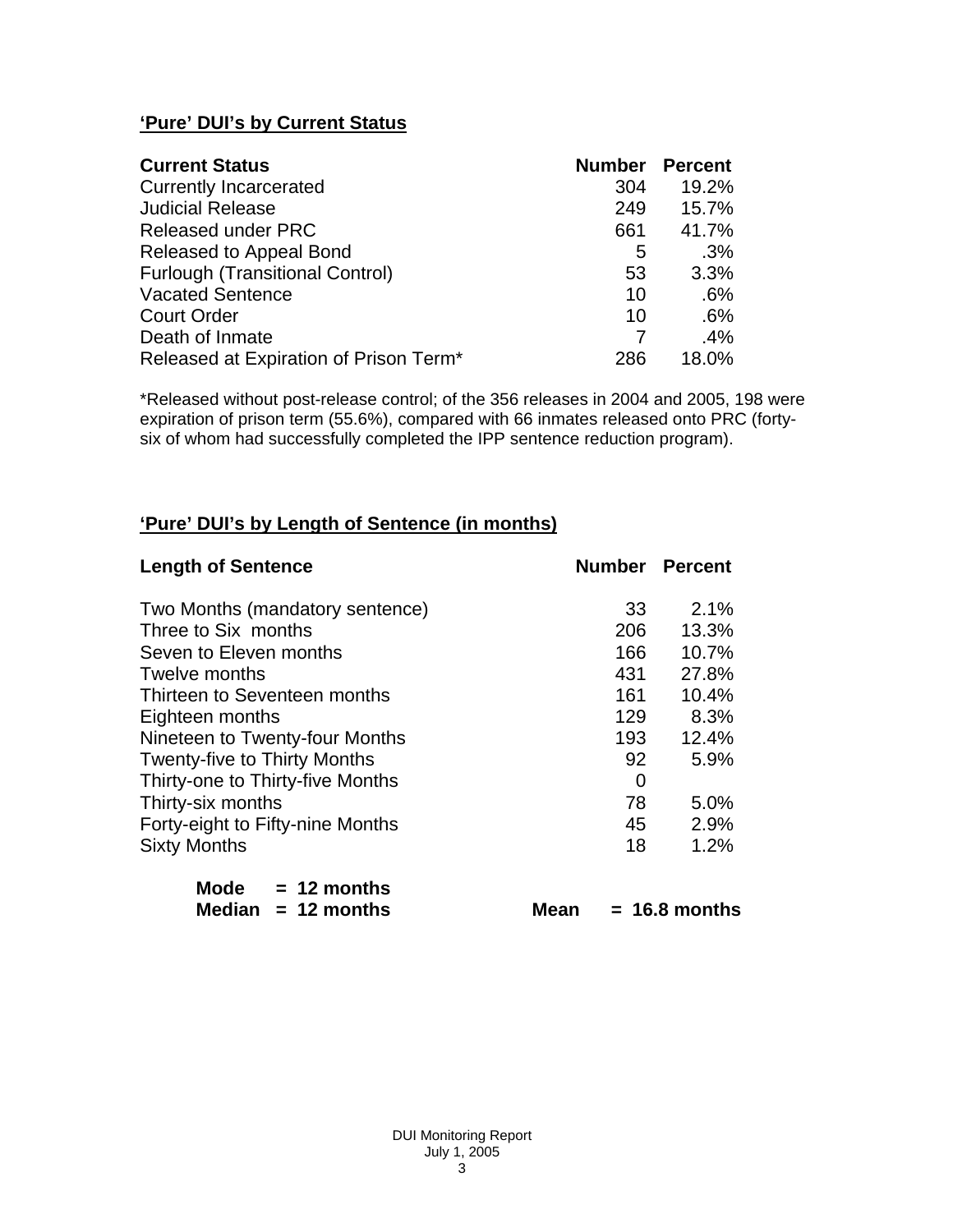## 'Pure' DUI's by Current Status

| Current Status | Number | Percent |
|---|---|---|
| Currently Incarcerated | 304 | 19.2% |
| Judicial Release | 249 | 15.7% |
| Released under PRC | 661 | 41.7% |
| Released to Appeal Bond | 5 | .3% |
| Furlough (Transitional Control) | 53 | 3.3% |
| Vacated Sentence | 10 | .6% |
| Court Order | 10 | .6% |
| Death of Inmate | 7 | .4% |
| Released at Expiration of Prison Term* | 286 | 18.0% |

*Released without post-release control; of the 356 releases in 2004 and 2005, 198 were expiration of prison term (55.6%), compared with 66 inmates released onto PRC (forty-six of whom had successfully completed the IPP sentence reduction program).

## 'Pure' DUI's by Length of Sentence (in months)

| Length of Sentence | Number | Percent |
|---|---|---|
| Two Months (mandatory sentence) | 33 | 2.1% |
| Three to Six months | 206 | 13.3% |
| Seven to Eleven months | 166 | 10.7% |
| Twelve months | 431 | 27.8% |
| Thirteen to Seventeen months | 161 | 10.4% |
| Eighteen months | 129 | 8.3% |
| Nineteen to Twenty-four Months | 193 | 12.4% |
| Twenty-five to Thirty Months | 92 | 5.9% |
| Thirty-one to Thirty-five Months | 0 | |
| Thirty-six months | 78 | 5.0% |
| Forty-eight to Fifty-nine Months | 45 | 2.9% |
| Sixty Months | 18 | 1.2% |

**Mode = 12 months**

**Median = 12 months** **Mean = 16.8 months**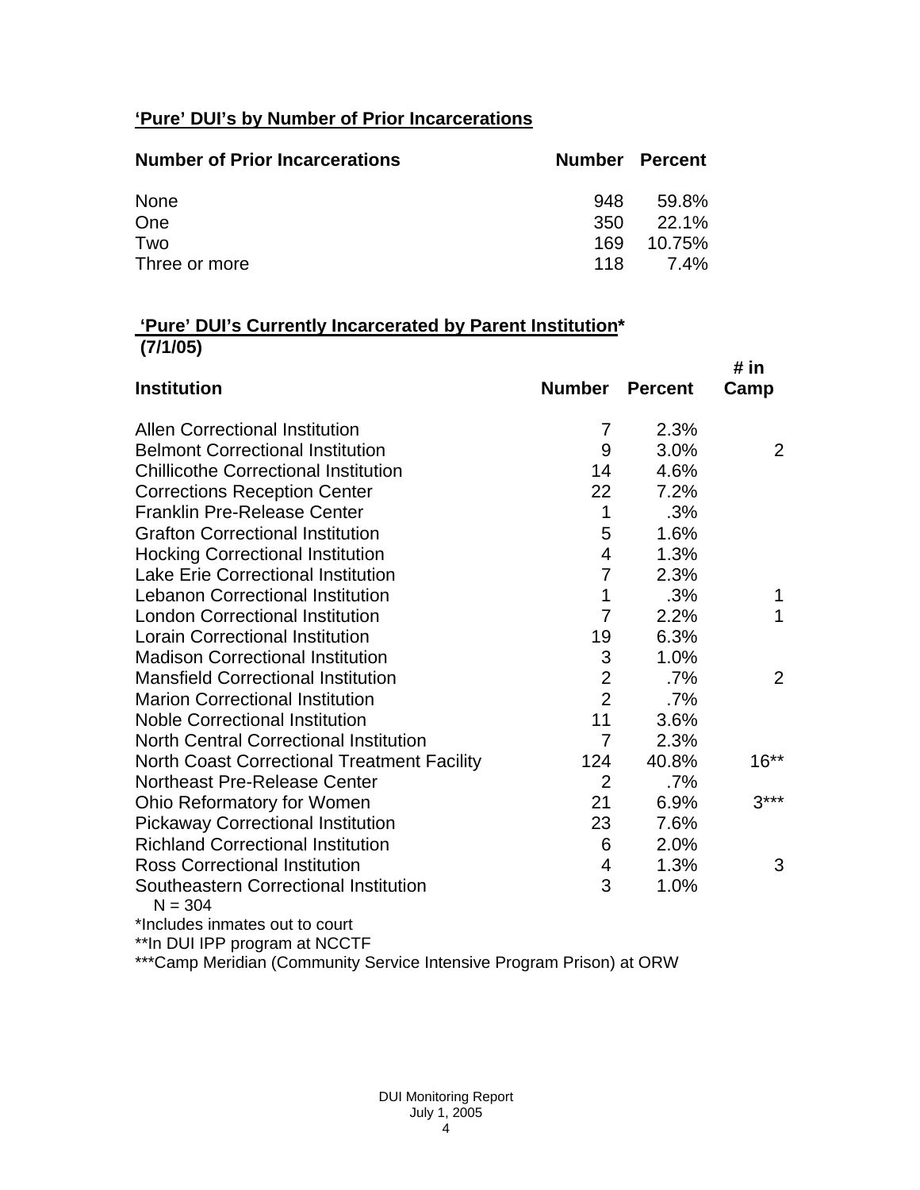## **'Pure' DUI's by Number of Prior Incarcerations**

| Number of Prior Incarcerations | Number | Percent |
|---|---|---|
| None | 948 | 59.8% |
| One | 350 | 22.1% |
| Two | 169 | 10.75% |
| Three or more | 118 | 7.4% |

## **'Pure' DUI's Currently Incarcerated by Parent Institution*** **(7/1/05)**

| Institution | Number | Percent | # in Camp |
|---|---|---|---|
| Allen Correctional Institution | 7 | 2.3% | |
| Belmont Correctional Institution | 9 | 3.0% | 2 |
| Chillicothe Correctional Institution | 14 | 4.6% | |
| Corrections Reception Center | 22 | 7.2% | |
| Franklin Pre-Release Center | 1 | .3% | |
| Grafton Correctional Institution | 5 | 1.6% | |
| Hocking Correctional Institution | 4 | 1.3% | |
| Lake Erie Correctional Institution | 7 | 2.3% | |
| Lebanon Correctional Institution | 1 | .3% | 1 |
| London Correctional Institution | 7 | 2.2% | 1 |
| Lorain Correctional Institution | 19 | 6.3% | |
| Madison Correctional Institution | 3 | 1.0% | |
| Mansfield Correctional Institution | 2 | .7% | 2 |
| Marion Correctional Institution | 2 | .7% | |
| Noble Correctional Institution | 11 | 3.6% | |
| North Central Correctional Institution | 7 | 2.3% | |
| North Coast Correctional Treatment Facility | 124 | 40.8% | 16** |
| Northeast Pre-Release Center | 2 | .7% | |
| Ohio Reformatory for Women | 21 | 6.9% | 3*** |
| Pickaway Correctional Institution | 23 | 7.6% | |
| Richland Correctional Institution | 6 | 2.0% | |
| Ross Correctional Institution | 4 | 1.3% | 3 |
| Southeastern Correctional Institution | 3 | 1.0% | |

N = 304

*Includes inmates out to court

**In DUI IPP program at NCCTF

***Camp Meridian (Community Service Intensive Program Prison) at ORW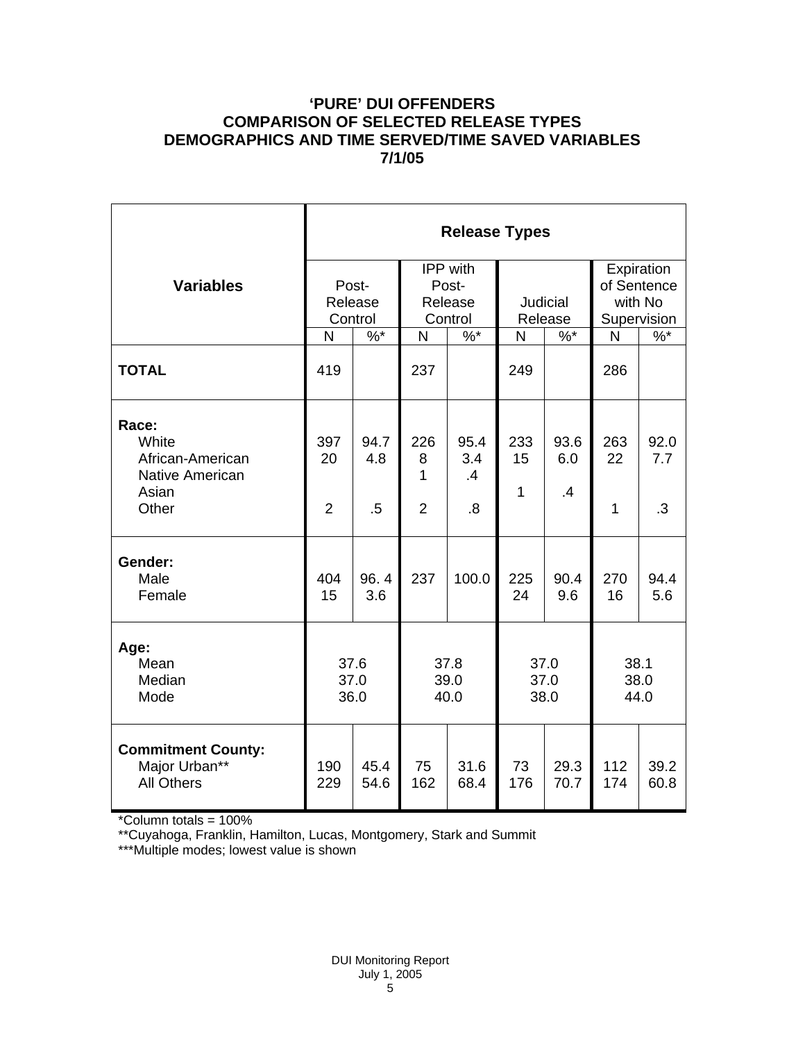# 'PURE' DUI OFFENDERS
# COMPARISON OF SELECTED RELEASE TYPES
# DEMOGRAPHICS AND TIME SERVED/TIME SAVED VARIABLES
# 7/1/05

| Variables | Release Types | | | | | | | |
|---|---|---|---|---|---|---|---|---|
| | Post-Release Control | | IPP with Post-Release Control | | Judicial Release | | Expiration of Sentence with No Supervision | |
| | N | %* | N | %* | N | %* | N | %* |
| **TOTAL** | 419 | | 237 | | 249 | | 286 | |
| **Race:** | | | | | | | | |
| White | 397 | 94.7 | 226 | 95.4 | 233 | 93.6 | 263 | 92.0 |
| African-American | 20 | 4.8 | 8 | 3.4 | 15 | 6.0 | 22 | 7.7 |
| Native American | | | 1 | .4 | | | | |
| Asian | | | | | 1 | .4 | | |
| Other | 2 | .5 | 2 | .8 | | | 1 | .3 |
| **Gender:** | | | | | | | | |
| Male | 404 | 96. 4 | 237 | 100.0 | 225 | 90.4 | 270 | 94.4 |
| Female | 15 | 3.6 | | | 24 | 9.6 | 16 | 5.6 |
| **Age:** | | | | | | | | |
| Mean | 37.6 | | 37.8 | | 37.0 | | 38.1 | |
| Median | 37.0 | | 39.0 | | 37.0 | | 38.0 | |
| Mode | 36.0 | | 40.0 | | 38.0 | | 44.0 | |
| **Commitment County:** | | | | | | | | |
| Major Urban** | 190 | 45.4 | 75 | 31.6 | 73 | 29.3 | 112 | 39.2 |
| All Others | 229 | 54.6 | 162 | 68.4 | 176 | 70.7 | 174 | 60.8 |

*Column totals = 100%

**Cuyahoga, Franklin, Hamilton, Lucas, Montgomery, Stark and Summit

***Multiple modes; lowest value is shown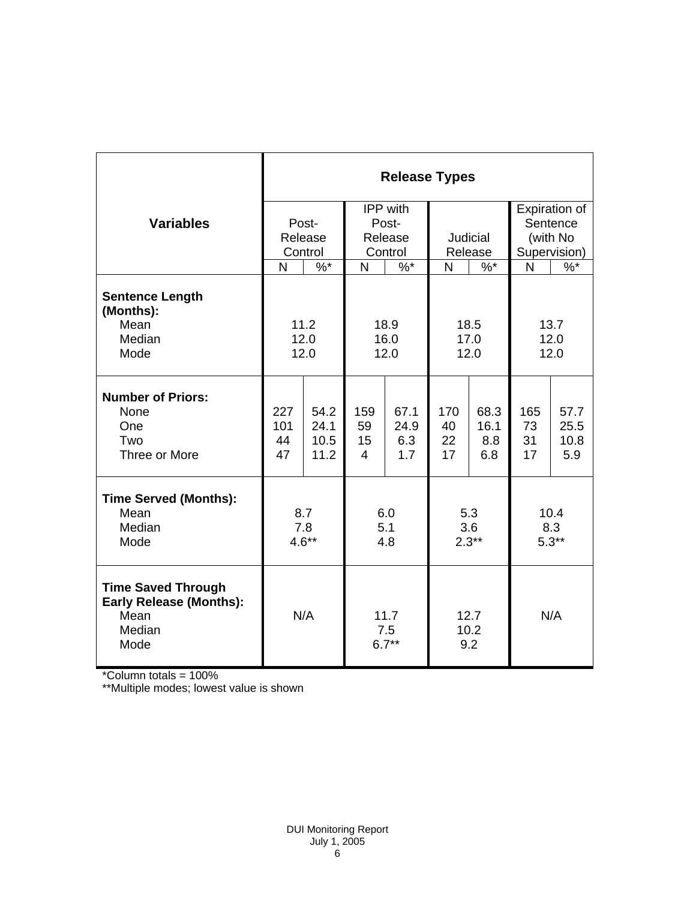| Variables | Release Types | | | | | | | |
|---|---|---|---|---|---|---|---|---|
| | Post-Release Control | | IPP with Post-Release Control | | Judicial Release | | Expiration of Sentence (with No Supervision) | |
| | N | %* | N | %* | N | %* | N | %* |
| **Sentence Length (Months):** | | | | | | | | |
| Mean | 11.2 | | 18.9 | | 18.5 | | 13.7 | |
| Median | 12.0 | | 16.0 | | 17.0 | | 12.0 | |
| Mode | 12.0 | | 12.0 | | 12.0 | | 12.0 | |
| **Number of Priors:** | | | | | | | | |
| None | 227 | 54.2 | 159 | 67.1 | 170 | 68.3 | 165 | 57.7 |
| One | 101 | 24.1 | 59 | 24.9 | 40 | 16.1 | 73 | 25.5 |
| Two | 44 | 10.5 | 15 | 6.3 | 22 | 8.8 | 31 | 10.8 |
| Three or More | 47 | 11.2 | 4 | 1.7 | 17 | 6.8 | 17 | 5.9 |
| **Time Served (Months):** | | | | | | | | |
| Mean | 8.7 | | 6.0 | | 5.3 | | 10.4 | |
| Median | 7.8 | | 5.1 | | 3.6 | | 8.3 | |
| Mode | 4.6** | | 4.8 | | 2.3** | | 5.3** | |
| **Time Saved Through Early Release (Months):** | | | | | | | | |
| Mean | N/A | | 11.7 | | 12.7 | | N/A | |
| Median | | | 7.5 | | 10.2 | | | |
| Mode | | | 6.7** | | 9.2 | | | |

*Column totals = 100%

**Multiple modes; lowest value is shown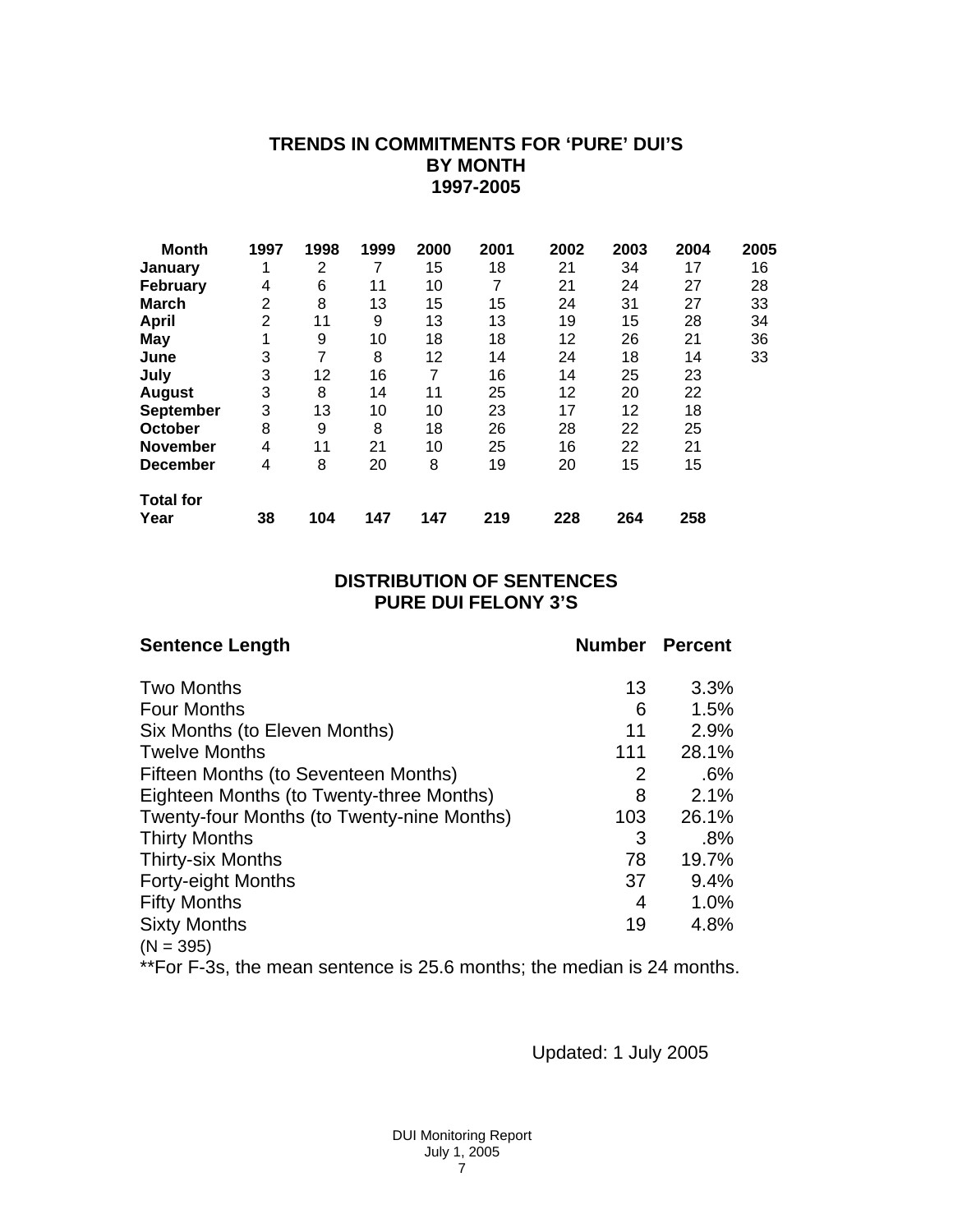## TRENDS IN COMMITMENTS FOR 'PURE' DUI'S BY MONTH 1997-2005

| Month | 1997 | 1998 | 1999 | 2000 | 2001 | 2002 | 2003 | 2004 | 2005 |
|---|---|---|---|---|---|---|---|---|---|
| January | 1 | 2 | 7 | 15 | 18 | 21 | 34 | 17 | 16 |
| February | 4 | 6 | 11 | 10 | 7 | 21 | 24 | 27 | 28 |
| March | 2 | 8 | 13 | 15 | 15 | 24 | 31 | 27 | 33 |
| April | 2 | 11 | 9 | 13 | 13 | 19 | 15 | 28 | 34 |
| May | 1 | 9 | 10 | 18 | 18 | 12 | 26 | 21 | 36 |
| June | 3 | 7 | 8 | 12 | 14 | 24 | 18 | 14 | 33 |
| July | 3 | 12 | 16 | 7 | 16 | 14 | 25 | 23 | |
| August | 3 | 8 | 14 | 11 | 25 | 12 | 20 | 22 | |
| September | 3 | 13 | 10 | 10 | 23 | 17 | 12 | 18 | |
| October | 8 | 9 | 8 | 18 | 26 | 28 | 22 | 25 | |
| November | 4 | 11 | 21 | 10 | 25 | 16 | 22 | 21 | |
| December | 4 | 8 | 20 | 8 | 19 | 20 | 15 | 15 | |
| **Total for Year** | **38** | **104** | **147** | **147** | **219** | **228** | **264** | **258** | |

## DISTRIBUTION OF SENTENCES PURE DUI FELONY 3'S

| Sentence Length | Number | Percent |
|---|---|---|
| Two Months | 13 | 3.3% |
| Four Months | 6 | 1.5% |
| Six Months (to Eleven Months) | 11 | 2.9% |
| Twelve Months | 111 | 28.1% |
| Fifteen Months (to Seventeen Months) | 2 | .6% |
| Eighteen Months (to Twenty-three Months) | 8 | 2.1% |
| Twenty-four Months (to Twenty-nine Months) | 103 | 26.1% |
| Thirty Months | 3 | .8% |
| Thirty-six Months | 78 | 19.7% |
| Forty-eight Months | 37 | 9.4% |
| Fifty Months | 4 | 1.0% |
| Sixty Months | 19 | 4.8% |

(N = 395)

**For F-3s, the mean sentence is 25.6 months; the median is 24 months.

Updated: 1 July 2005